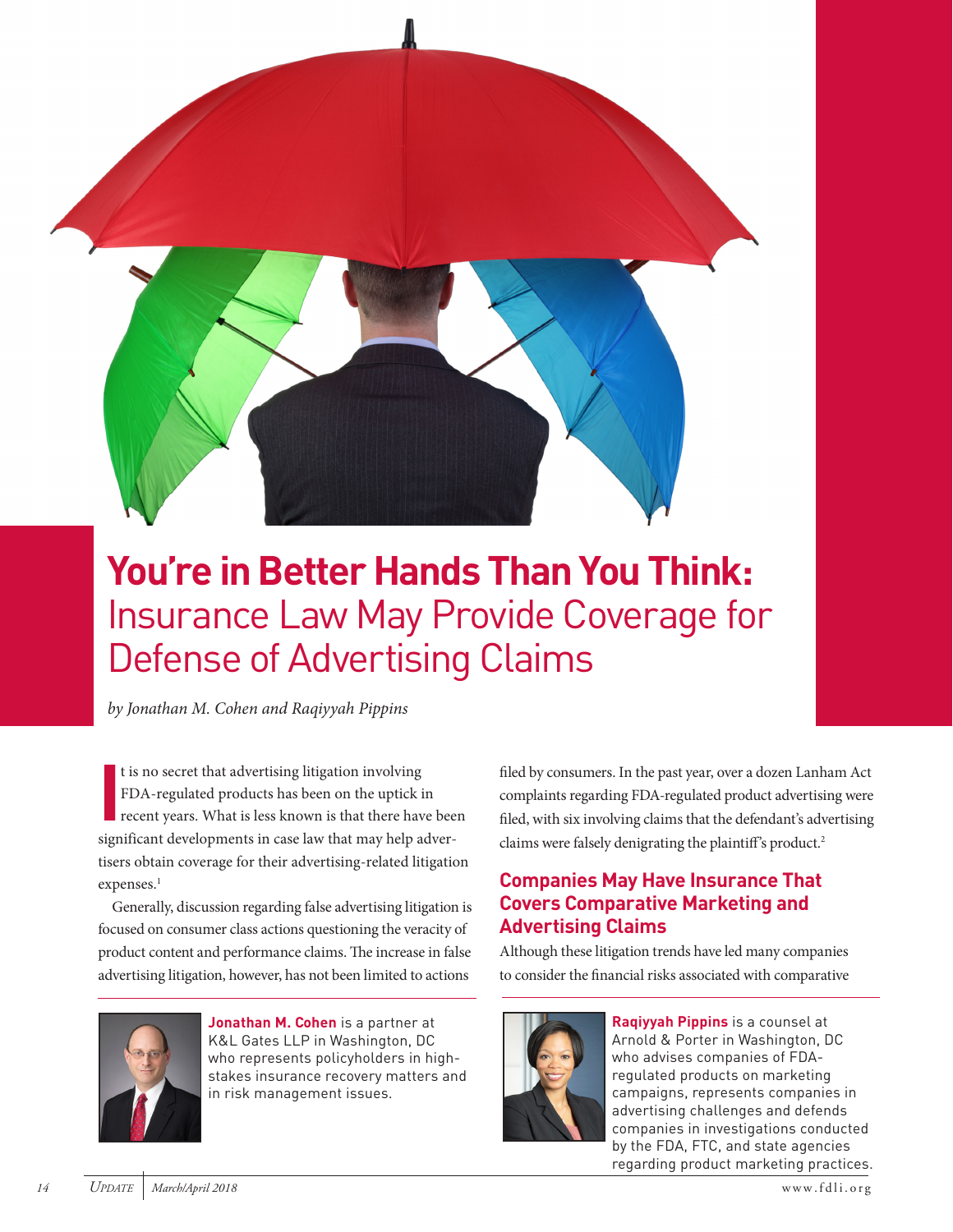# **You're in Better Hands Than You Think:** Insurance Law May Provide Coverage for Defense of Advertising Claims

*by Jonathan M. Cohen and Raqiyyah Pippins*

It is no secret that advertising litigation involving FDA-regulated products has been on the uptick in recent years. What is less known is that there have been significant developments in case law that may help advertisers obtain coverage for their advertising-related litigation expenses.[1]

Generally, discussion regarding false advertising litigation is focused on consumer class actions questioning the veracity of product content and performance claims. The increase in false advertising litigation, however, has not been limited to actions filed by consumers. In the past year, over a dozen Lanham Act complaints regarding FDA-regulated product advertising were filed, with six involving claims that the defendant's advertising claims were falsely denigrating the plaintiff's product.[2]

## Companies May Have Insurance That Covers Comparative Marketing and Advertising Claims

Although these litigation trends have led many companies to consider the financial risks associated with comparative

**Jonathan M. Cohen** is a partner at K&L Gates LLP in Washington, DC who represents policyholders in high-stakes insurance recovery matters and in risk management issues.

**Raqiyyah Pippins** is a counsel at Arnold & Porter in Washington, DC who advises companies of FDA-regulated products on marketing campaigns, represents companies in advertising challenges and defends companies in investigations conducted by the FDA, FTC, and state agencies regarding product marketing practices.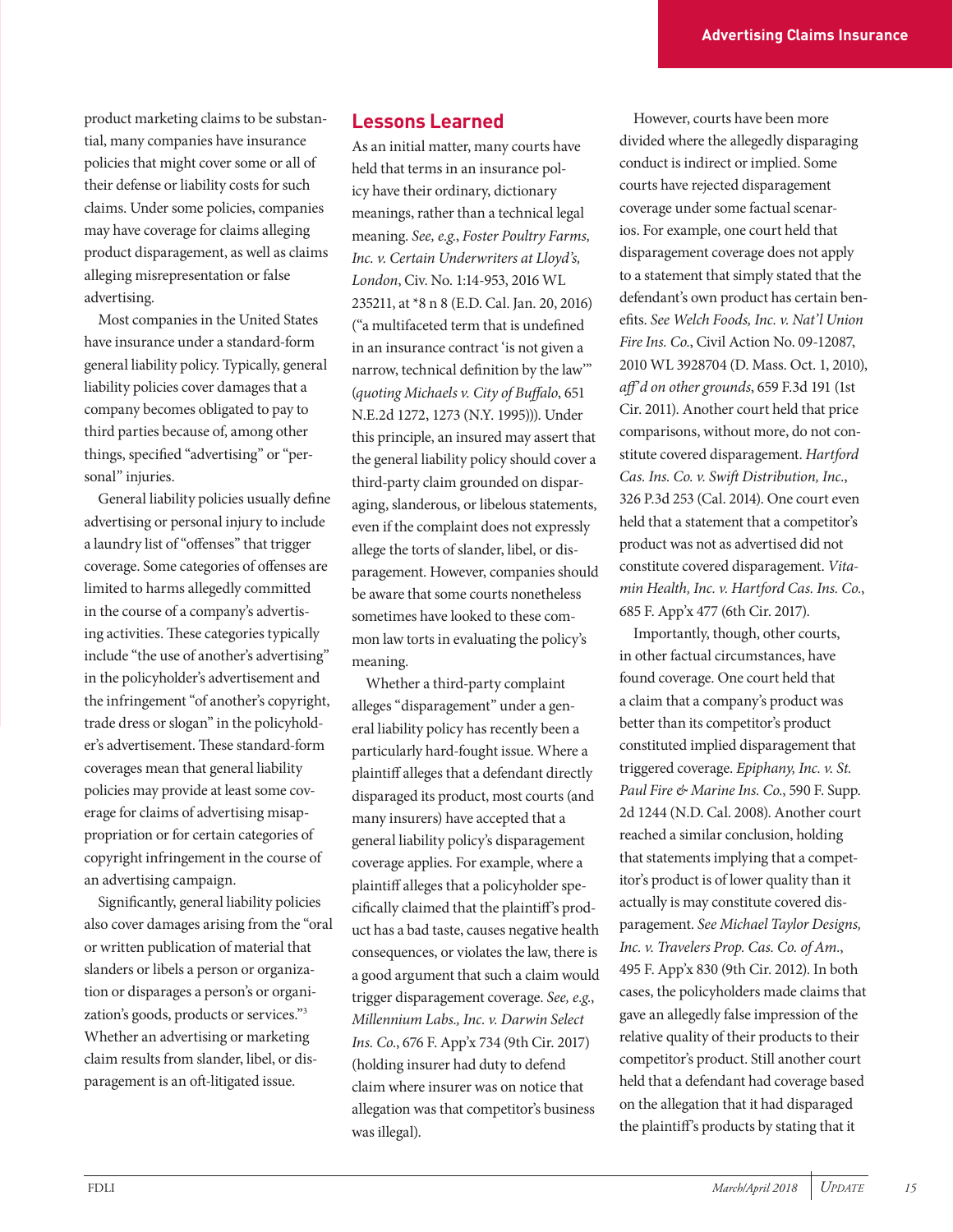product marketing claims to be substantial, many companies have insurance policies that might cover some or all of their defense or liability costs for such claims. Under some policies, companies may have coverage for claims alleging product disparagement, as well as claims alleging misrepresentation or false advertising.

Most companies in the United States have insurance under a standard-form general liability policy. Typically, general liability policies cover damages that a company becomes obligated to pay to third parties because of, among other things, specified "advertising" or "personal" injuries.

General liability policies usually define advertising or personal injury to include a laundry list of "offenses" that trigger coverage. Some categories of offenses are limited to harms allegedly committed in the course of a company's advertising activities. These categories typically include "the use of another's advertising" in the policyholder's advertisement and the infringement "of another's copyright, trade dress or slogan" in the policyholder's advertisement. These standard-form coverages mean that general liability policies may provide at least some coverage for claims of advertising misappropriation or for certain categories of copyright infringement in the course of an advertising campaign.

Significantly, general liability policies also cover damages arising from the "oral or written publication of material that slanders or libels a person or organization or disparages a person's or organization's goods, products or services."[3] Whether an advertising or marketing claim results from slander, libel, or disparagement is an oft-litigated issue.

## Lessons Learned

As an initial matter, many courts have held that terms in an insurance policy have their ordinary, dictionary meanings, rather than a technical legal meaning. *See, e.g.*, *Foster Poultry Farms, Inc. v. Certain Underwriters at Lloyd's, London*, Civ. No. 1:14-953, 2016 WL 235211, at *8 n 8 (E.D. Cal. Jan. 20, 2016) ("a multifaceted term that is undefined in an insurance contract 'is not given a narrow, technical definition by the law'" (*quoting Michaels v. City of Buffalo*, 651 N.E.2d 1272, 1273 (N.Y. 1995))). Under this principle, an insured may assert that the general liability policy should cover a third-party claim grounded on disparaging, slanderous, or libelous statements, even if the complaint does not expressly allege the torts of slander, libel, or disparagement. However, companies should be aware that some courts nonetheless sometimes have looked to these common law torts in evaluating the policy's meaning.

Whether a third-party complaint alleges "disparagement" under a general liability policy has recently been a particularly hard-fought issue. Where a plaintiff alleges that a defendant directly disparaged its product, most courts (and many insurers) have accepted that a general liability policy's disparagement coverage applies. For example, where a plaintiff alleges that a policyholder specifically claimed that the plaintiff's product has a bad taste, causes negative health consequences, or violates the law, there is a good argument that such a claim would trigger disparagement coverage. *See, e.g.*, *Millennium Labs., Inc. v. Darwin Select Ins. Co.*, 676 F. App'x 734 (9th Cir. 2017) (holding insurer had duty to defend claim where insurer was on notice that allegation was that competitor's business was illegal).

However, courts have been more divided where the allegedly disparaging conduct is indirect or implied. Some courts have rejected disparagement coverage under some factual scenarios. For example, one court held that disparagement coverage does not apply to a statement that simply stated that the defendant's own product has certain benefits. *See Welch Foods, Inc. v. Nat'l Union Fire Ins. Co.*, Civil Action No. 09-12087, 2010 WL 3928704 (D. Mass. Oct. 1, 2010), *aff'd on other grounds*, 659 F.3d 191 (1st Cir. 2011). Another court held that price comparisons, without more, do not constitute covered disparagement. *Hartford Cas. Ins. Co. v. Swift Distribution, Inc.*, 326 P.3d 253 (Cal. 2014). One court even held that a statement that a competitor's product was not as advertised did not constitute covered disparagement. *Vitamin Health, Inc. v. Hartford Cas. Ins. Co.*, 685 F. App'x 477 (6th Cir. 2017).

Importantly, though, other courts, in other factual circumstances, have found coverage. One court held that a claim that a company's product was better than its competitor's product constituted implied disparagement that triggered coverage. *Epiphany, Inc. v. St. Paul Fire & Marine Ins. Co.*, 590 F. Supp. 2d 1244 (N.D. Cal. 2008). Another court reached a similar conclusion, holding that statements implying that a competitor's product is of lower quality than it actually is may constitute covered disparagement. *See Michael Taylor Designs, Inc. v. Travelers Prop. Cas. Co. of Am.*, 495 F. App'x 830 (9th Cir. 2012). In both cases, the policyholders made claims that gave an allegedly false impression of the relative quality of their products to their competitor's product. Still another court held that a defendant had coverage based on the allegation that it had disparaged the plaintiff's products by stating that it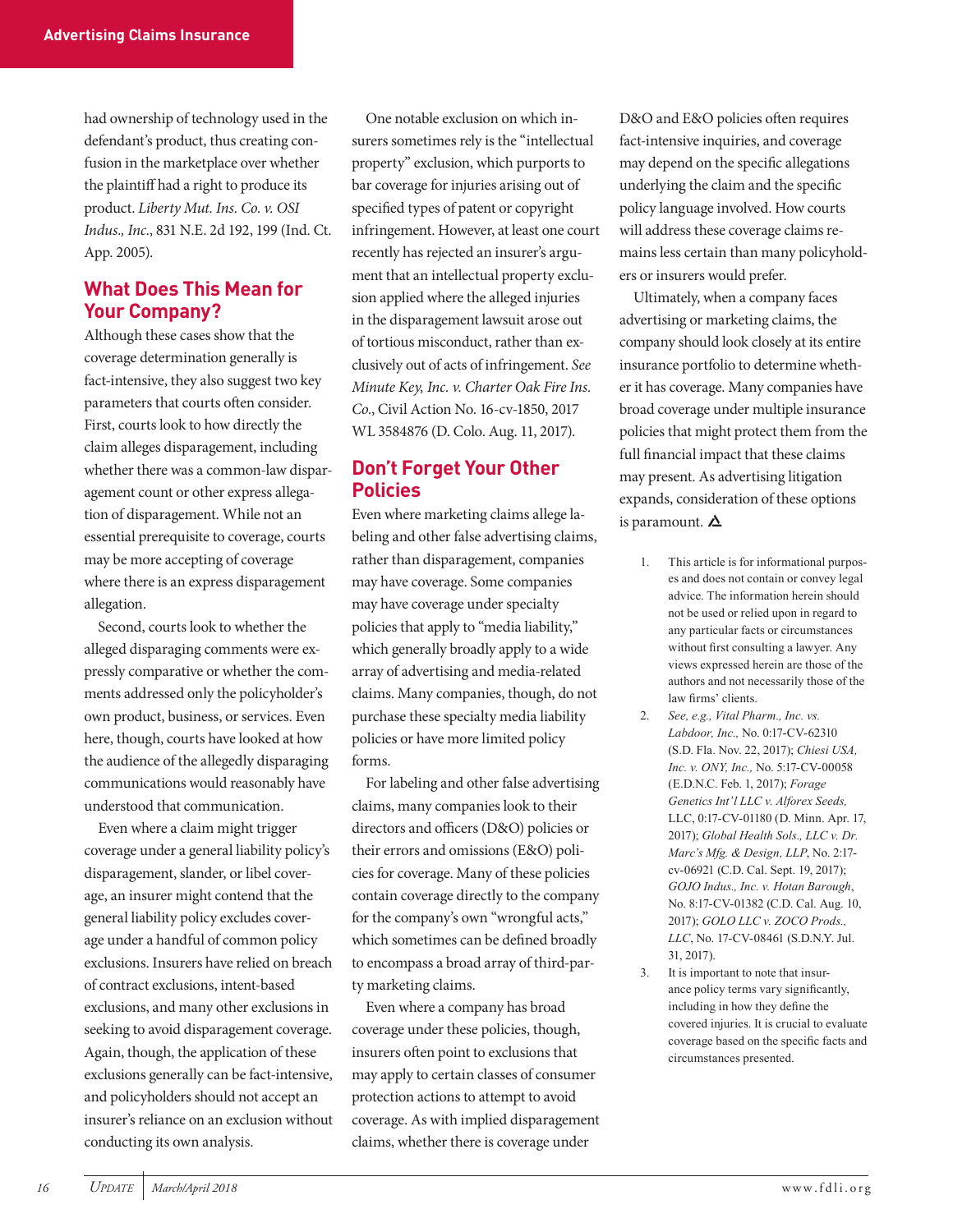had ownership of technology used in the defendant's product, thus creating confusion in the marketplace over whether the plaintiff had a right to produce its product. *Liberty Mut. Ins. Co. v. OSI Indus., Inc.*, 831 N.E. 2d 192, 199 (Ind. Ct. App. 2005).

## What Does This Mean for Your Company?

Although these cases show that the coverage determination generally is fact-intensive, they also suggest two key parameters that courts often consider. First, courts look to how directly the claim alleges disparagement, including whether there was a common-law disparagement count or other express allegation of disparagement. While not an essential prerequisite to coverage, courts may be more accepting of coverage where there is an express disparagement allegation.

Second, courts look to whether the alleged disparaging comments were expressly comparative or whether the comments addressed only the policyholder's own product, business, or services. Even here, though, courts have looked at how the audience of the allegedly disparaging communications would reasonably have understood that communication.

Even where a claim might trigger coverage under a general liability policy's disparagement, slander, or libel coverage, an insurer might contend that the general liability policy excludes coverage under a handful of common policy exclusions. Insurers have relied on breach of contract exclusions, intent-based exclusions, and many other exclusions in seeking to avoid disparagement coverage. Again, though, the application of these exclusions generally can be fact-intensive, and policyholders should not accept an insurer's reliance on an exclusion without conducting its own analysis.

One notable exclusion on which insurers sometimes rely is the "intellectual property" exclusion, which purports to bar coverage for injuries arising out of specified types of patent or copyright infringement. However, at least one court recently has rejected an insurer's argument that an intellectual property exclusion applied where the alleged injuries in the disparagement lawsuit arose out of tortious misconduct, rather than exclusively out of acts of infringement. *See Minute Key, Inc. v. Charter Oak Fire Ins. Co.*, Civil Action No. 16-cv-1850, 2017 WL 3584876 (D. Colo. Aug. 11, 2017).

## Don't Forget Your Other Policies

Even where marketing claims allege labeling and other false advertising claims, rather than disparagement, companies may have coverage. Some companies may have coverage under specialty policies that apply to "media liability," which generally broadly apply to a wide array of advertising and media-related claims. Many companies, though, do not purchase these specialty media liability policies or have more limited policy forms.

For labeling and other false advertising claims, many companies look to their directors and officers (D&O) policies or their errors and omissions (E&O) policies for coverage. Many of these policies contain coverage directly to the company for the company's own "wrongful acts," which sometimes can be defined broadly to encompass a broad array of third-party marketing claims.

Even where a company has broad coverage under these policies, though, insurers often point to exclusions that may apply to certain classes of consumer protection actions to attempt to avoid coverage. As with implied disparagement claims, whether there is coverage under D&O and E&O policies often requires fact-intensive inquiries, and coverage may depend on the specific allegations underlying the claim and the specific policy language involved. How courts will address these coverage claims remains less certain than many policyholders or insurers would prefer.

Ultimately, when a company faces advertising or marketing claims, the company should look closely at its entire insurance portfolio to determine whether it has coverage. Many companies have broad coverage under multiple insurance policies that might protect them from the full financial impact that these claims may present. As advertising litigation expands, consideration of these options is paramount.

1. This article is for informational purposes and does not contain or convey legal advice. The information herein should not be used or relied upon in regard to any particular facts or circumstances without first consulting a lawyer. Any views expressed herein are those of the authors and not necessarily those of the law firms' clients.
2. *See, e.g., Vital Pharm., Inc. vs. Labdoor, Inc.,* No. 0:17-CV-62310 (S.D. Fla. Nov. 22, 2017); *Chiesi USA, Inc. v. ONY, Inc.,* No. 5:17-CV-00058 (E.D.N.C. Feb. 1, 2017); *Forage Genetics Int'l LLC v. Alforex Seeds,* LLC, 0:17-CV-01180 (D. Minn. Apr. 17, 2017); *Global Health Sols., LLC v. Dr. Marc's Mfg. & Design, LLP*, No. 2:17-cv-06921 (C.D. Cal. Sept. 19, 2017); *GOJO Indus., Inc. v. Hotan Barough*, No. 8:17-CV-01382 (C.D. Cal. Aug. 10, 2017); *GOLO LLC v. ZOCO Prods., LLC*, No. 17-CV-08461 (S.D.N.Y. Jul. 31, 2017).
3. It is important to note that insurance policy terms vary significantly, including in how they define the covered injuries. It is crucial to evaluate coverage based on the specific facts and circumstances presented.